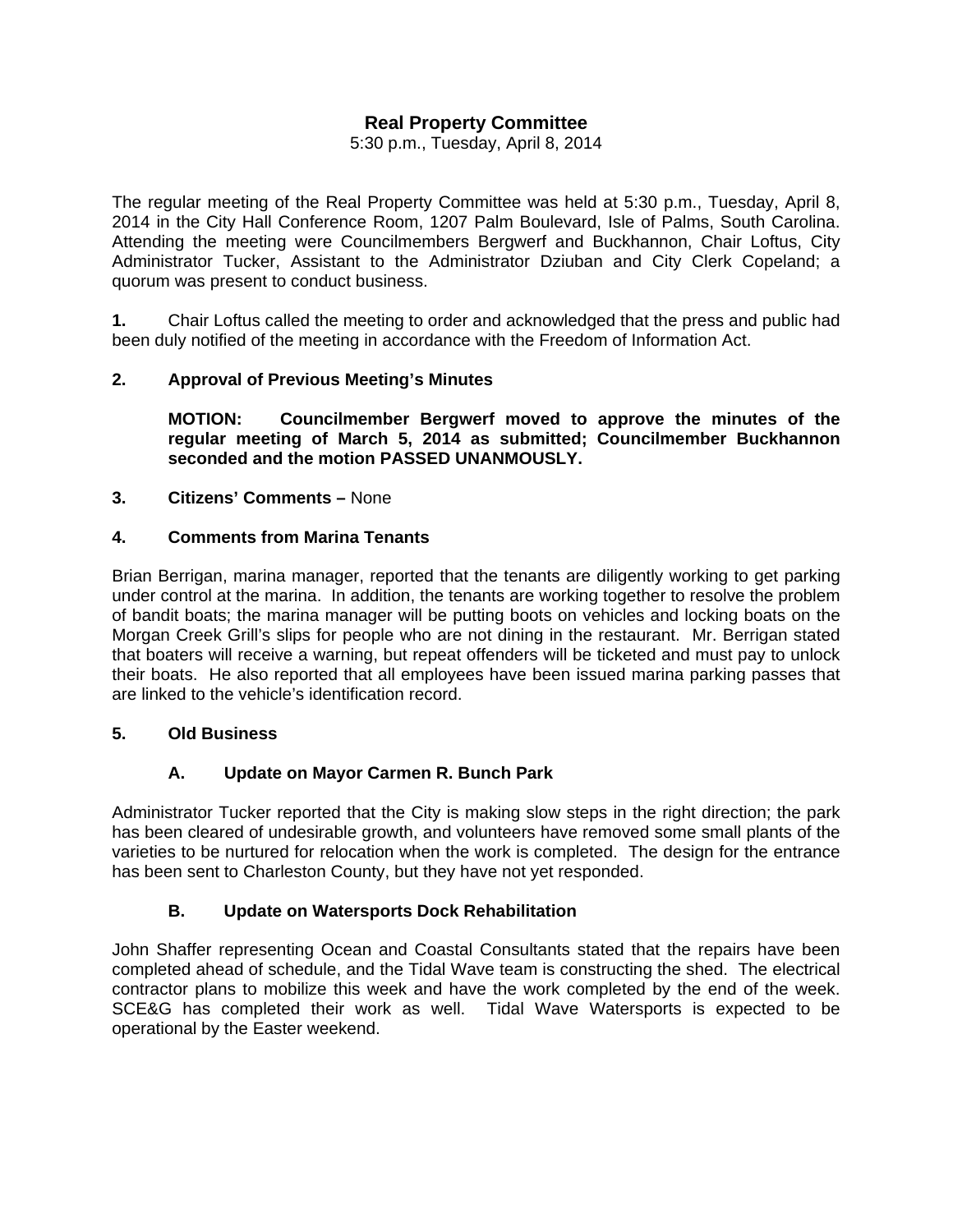# Real Property Committee

5:30 p.m., Tuesday, April 8, 2014

The regular meeting of the Real Property Committee was held at 5:30 p.m., Tuesday, April 8, 2014 in the City Hall Conference Room, 1207 Palm Boulevard, Isle of Palms, South Carolina. Attending the meeting were Councilmembers Bergwerf and Buckhannon, Chair Loftus, City Administrator Tucker, Assistant to the Administrator Dziuban and City Clerk Copeland; a quorum was present to conduct business.

**1.** Chair Loftus called the meeting to order and acknowledged that the press and public had been duly notified of the meeting in accordance with the Freedom of Information Act.

**2. Approval of Previous Meeting's Minutes**

**MOTION: Councilmember Bergwerf moved to approve the minutes of the regular meeting of March 5, 2014 as submitted; Councilmember Buckhannon seconded and the motion PASSED UNANMOUSLY.**

**3. Citizens' Comments –** None

**4. Comments from Marina Tenants**

Brian Berrigan, marina manager, reported that the tenants are diligently working to get parking under control at the marina. In addition, the tenants are working together to resolve the problem of bandit boats; the marina manager will be putting boots on vehicles and locking boats on the Morgan Creek Grill's slips for people who are not dining in the restaurant. Mr. Berrigan stated that boaters will receive a warning, but repeat offenders will be ticketed and must pay to unlock their boats. He also reported that all employees have been issued marina parking passes that are linked to the vehicle's identification record.

**5. Old Business**

**A. Update on Mayor Carmen R. Bunch Park**

Administrator Tucker reported that the City is making slow steps in the right direction; the park has been cleared of undesirable growth, and volunteers have removed some small plants of the varieties to be nurtured for relocation when the work is completed. The design for the entrance has been sent to Charleston County, but they have not yet responded.

**B. Update on Watersports Dock Rehabilitation**

John Shaffer representing Ocean and Coastal Consultants stated that the repairs have been completed ahead of schedule, and the Tidal Wave team is constructing the shed. The electrical contractor plans to mobilize this week and have the work completed by the end of the week. SCE&G has completed their work as well. Tidal Wave Watersports is expected to be operational by the Easter weekend.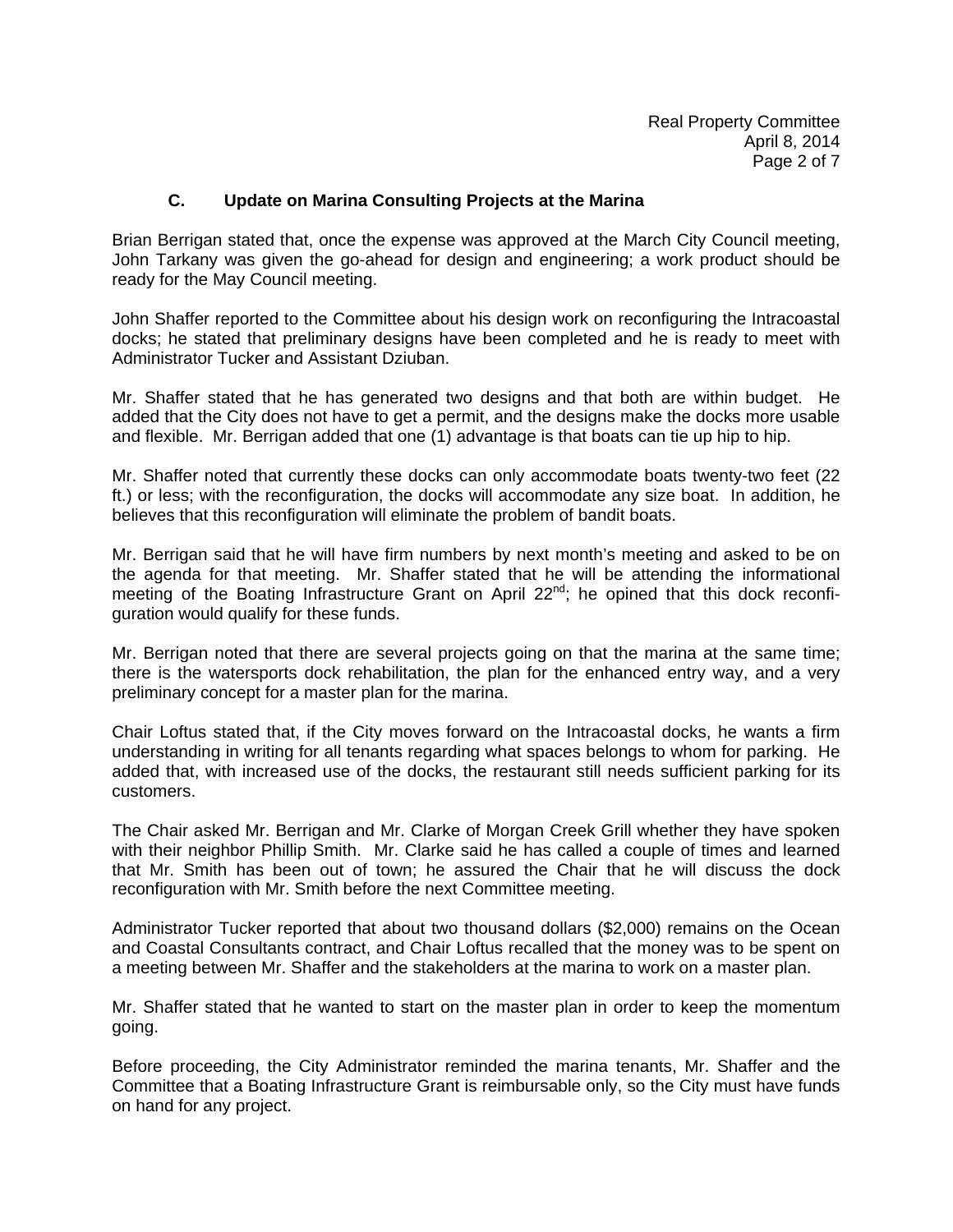### C. Update on Marina Consulting Projects at the Marina

Brian Berrigan stated that, once the expense was approved at the March City Council meeting, John Tarkany was given the go-ahead for design and engineering; a work product should be ready for the May Council meeting.

John Shaffer reported to the Committee about his design work on reconfiguring the Intracoastal docks; he stated that preliminary designs have been completed and he is ready to meet with Administrator Tucker and Assistant Dziuban.

Mr. Shaffer stated that he has generated two designs and that both are within budget. He added that the City does not have to get a permit, and the designs make the docks more usable and flexible. Mr. Berrigan added that one (1) advantage is that boats can tie up hip to hip.

Mr. Shaffer noted that currently these docks can only accommodate boats twenty-two feet (22 ft.) or less; with the reconfiguration, the docks will accommodate any size boat. In addition, he believes that this reconfiguration will eliminate the problem of bandit boats.

Mr. Berrigan said that he will have firm numbers by next month's meeting and asked to be on the agenda for that meeting. Mr. Shaffer stated that he will be attending the informational meeting of the Boating Infrastructure Grant on April 22nd; he opined that this dock reconfiguration would qualify for these funds.

Mr. Berrigan noted that there are several projects going on that the marina at the same time; there is the watersports dock rehabilitation, the plan for the enhanced entry way, and a very preliminary concept for a master plan for the marina.

Chair Loftus stated that, if the City moves forward on the Intracoastal docks, he wants a firm understanding in writing for all tenants regarding what spaces belongs to whom for parking. He added that, with increased use of the docks, the restaurant still needs sufficient parking for its customers.

The Chair asked Mr. Berrigan and Mr. Clarke of Morgan Creek Grill whether they have spoken with their neighbor Phillip Smith. Mr. Clarke said he has called a couple of times and learned that Mr. Smith has been out of town; he assured the Chair that he will discuss the dock reconfiguration with Mr. Smith before the next Committee meeting.

Administrator Tucker reported that about two thousand dollars ($2,000) remains on the Ocean and Coastal Consultants contract, and Chair Loftus recalled that the money was to be spent on a meeting between Mr. Shaffer and the stakeholders at the marina to work on a master plan.

Mr. Shaffer stated that he wanted to start on the master plan in order to keep the momentum going.

Before proceeding, the City Administrator reminded the marina tenants, Mr. Shaffer and the Committee that a Boating Infrastructure Grant is reimbursable only, so the City must have funds on hand for any project.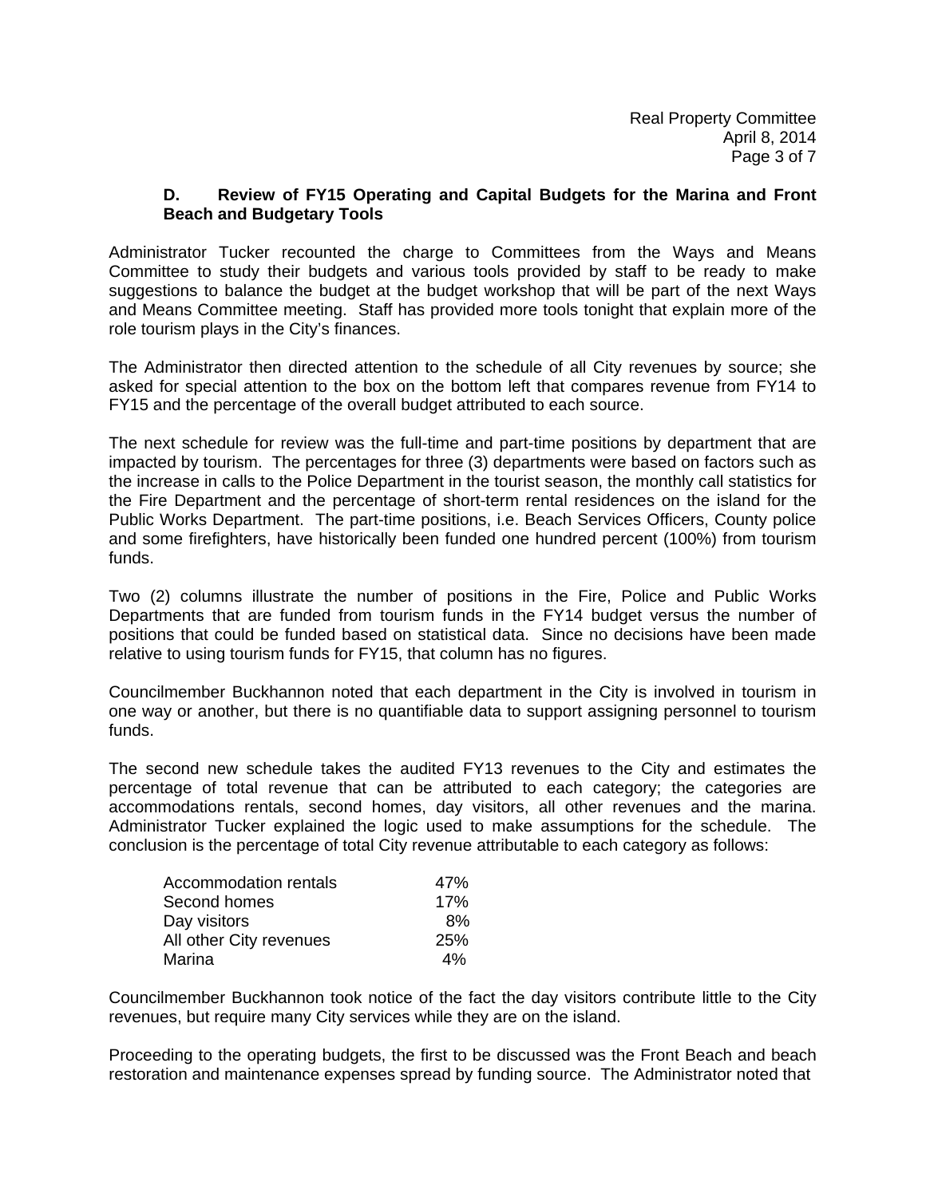### D. Review of FY15 Operating and Capital Budgets for the Marina and Front Beach and Budgetary Tools

Administrator Tucker recounted the charge to Committees from the Ways and Means Committee to study their budgets and various tools provided by staff to be ready to make suggestions to balance the budget at the budget workshop that will be part of the next Ways and Means Committee meeting. Staff has provided more tools tonight that explain more of the role tourism plays in the City's finances.

The Administrator then directed attention to the schedule of all City revenues by source; she asked for special attention to the box on the bottom left that compares revenue from FY14 to FY15 and the percentage of the overall budget attributed to each source.

The next schedule for review was the full-time and part-time positions by department that are impacted by tourism. The percentages for three (3) departments were based on factors such as the increase in calls to the Police Department in the tourist season, the monthly call statistics for the Fire Department and the percentage of short-term rental residences on the island for the Public Works Department. The part-time positions, i.e. Beach Services Officers, County police and some firefighters, have historically been funded one hundred percent (100%) from tourism funds.

Two (2) columns illustrate the number of positions in the Fire, Police and Public Works Departments that are funded from tourism funds in the FY14 budget versus the number of positions that could be funded based on statistical data. Since no decisions have been made relative to using tourism funds for FY15, that column has no figures.

Councilmember Buckhannon noted that each department in the City is involved in tourism in one way or another, but there is no quantifiable data to support assigning personnel to tourism funds.

The second new schedule takes the audited FY13 revenues to the City and estimates the percentage of total revenue that can be attributed to each category; the categories are accommodations rentals, second homes, day visitors, all other revenues and the marina. Administrator Tucker explained the logic used to make assumptions for the schedule. The conclusion is the percentage of total City revenue attributable to each category as follows:

| | |
|---|---|
| Accommodation rentals | 47% |
| Second homes | 17% |
| Day visitors | 8% |
| All other City revenues | 25% |
| Marina | 4% |

Councilmember Buckhannon took notice of the fact the day visitors contribute little to the City revenues, but require many City services while they are on the island.

Proceeding to the operating budgets, the first to be discussed was the Front Beach and beach restoration and maintenance expenses spread by funding source. The Administrator noted that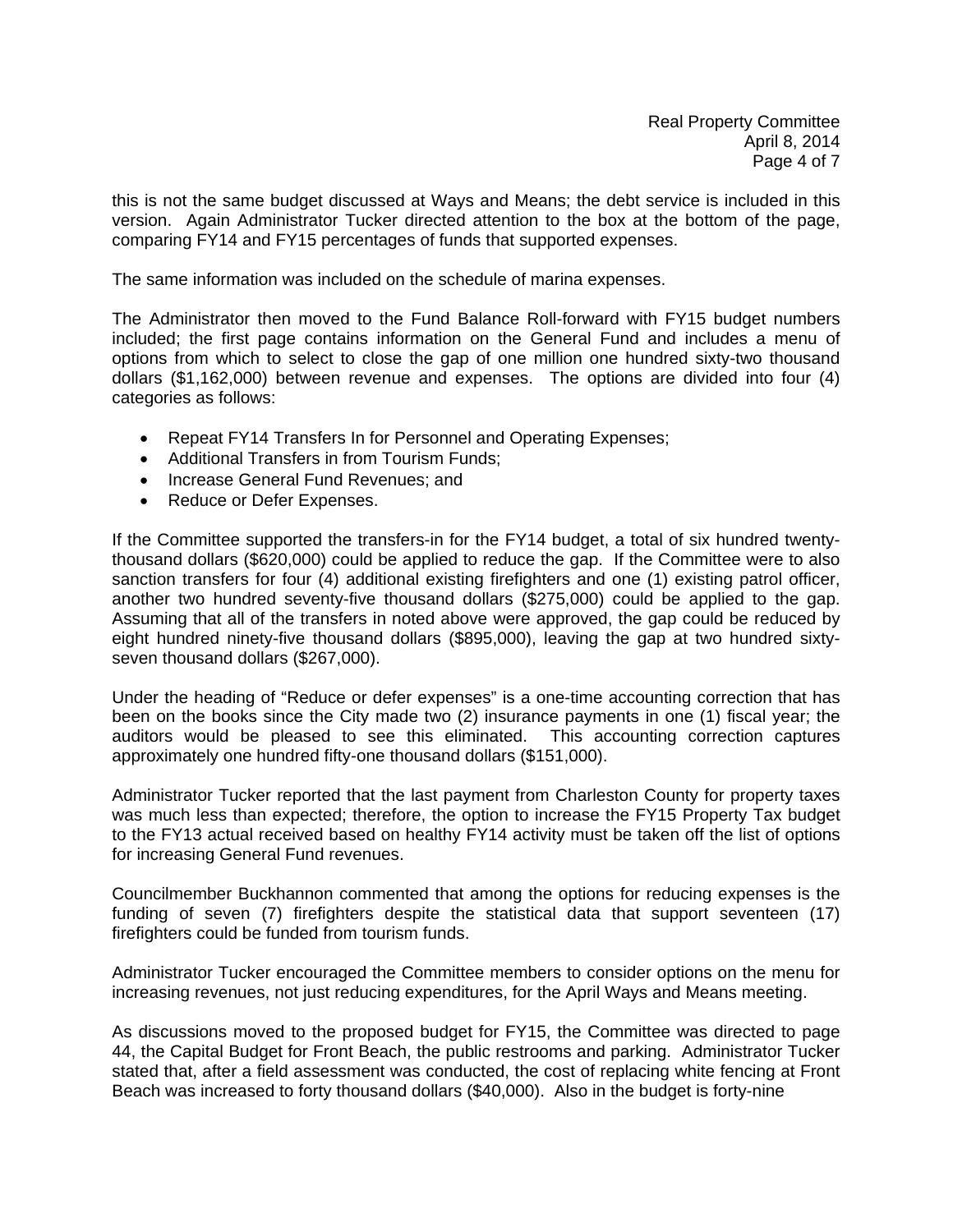this is not the same budget discussed at Ways and Means; the debt service is included in this version. Again Administrator Tucker directed attention to the box at the bottom of the page, comparing FY14 and FY15 percentages of funds that supported expenses.

The same information was included on the schedule of marina expenses.

The Administrator then moved to the Fund Balance Roll-forward with FY15 budget numbers included; the first page contains information on the General Fund and includes a menu of options from which to select to close the gap of one million one hundred sixty-two thousand dollars ($1,162,000) between revenue and expenses. The options are divided into four (4) categories as follows:

- Repeat FY14 Transfers In for Personnel and Operating Expenses;
- Additional Transfers in from Tourism Funds;
- Increase General Fund Revenues; and
- Reduce or Defer Expenses.

If the Committee supported the transfers-in for the FY14 budget, a total of six hundred twenty-thousand dollars ($620,000) could be applied to reduce the gap. If the Committee were to also sanction transfers for four (4) additional existing firefighters and one (1) existing patrol officer, another two hundred seventy-five thousand dollars ($275,000) could be applied to the gap. Assuming that all of the transfers in noted above were approved, the gap could be reduced by eight hundred ninety-five thousand dollars ($895,000), leaving the gap at two hundred sixty-seven thousand dollars ($267,000).

Under the heading of "Reduce or defer expenses" is a one-time accounting correction that has been on the books since the City made two (2) insurance payments in one (1) fiscal year; the auditors would be pleased to see this eliminated. This accounting correction captures approximately one hundred fifty-one thousand dollars ($151,000).

Administrator Tucker reported that the last payment from Charleston County for property taxes was much less than expected; therefore, the option to increase the FY15 Property Tax budget to the FY13 actual received based on healthy FY14 activity must be taken off the list of options for increasing General Fund revenues.

Councilmember Buckhannon commented that among the options for reducing expenses is the funding of seven (7) firefighters despite the statistical data that support seventeen (17) firefighters could be funded from tourism funds.

Administrator Tucker encouraged the Committee members to consider options on the menu for increasing revenues, not just reducing expenditures, for the April Ways and Means meeting.

As discussions moved to the proposed budget for FY15, the Committee was directed to page 44, the Capital Budget for Front Beach, the public restrooms and parking. Administrator Tucker stated that, after a field assessment was conducted, the cost of replacing white fencing at Front Beach was increased to forty thousand dollars ($40,000). Also in the budget is forty-nine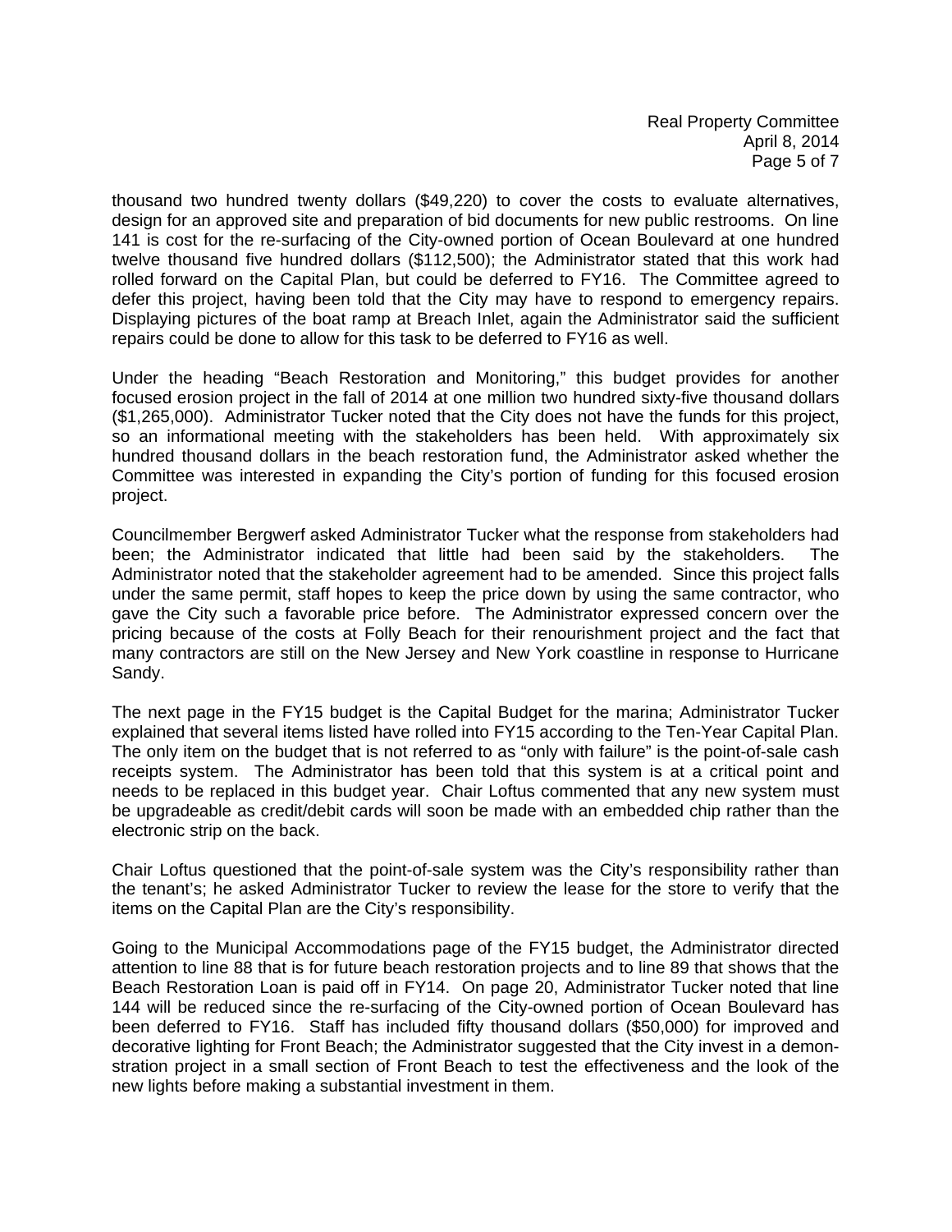thousand two hundred twenty dollars ($49,220) to cover the costs to evaluate alternatives, design for an approved site and preparation of bid documents for new public restrooms. On line 141 is cost for the re-surfacing of the City-owned portion of Ocean Boulevard at one hundred twelve thousand five hundred dollars ($112,500); the Administrator stated that this work had rolled forward on the Capital Plan, but could be deferred to FY16. The Committee agreed to defer this project, having been told that the City may have to respond to emergency repairs. Displaying pictures of the boat ramp at Breach Inlet, again the Administrator said the sufficient repairs could be done to allow for this task to be deferred to FY16 as well.

Under the heading "Beach Restoration and Monitoring," this budget provides for another focused erosion project in the fall of 2014 at one million two hundred sixty-five thousand dollars ($1,265,000). Administrator Tucker noted that the City does not have the funds for this project, so an informational meeting with the stakeholders has been held. With approximately six hundred thousand dollars in the beach restoration fund, the Administrator asked whether the Committee was interested in expanding the City's portion of funding for this focused erosion project.

Councilmember Bergwerf asked Administrator Tucker what the response from stakeholders had been; the Administrator indicated that little had been said by the stakeholders. The Administrator noted that the stakeholder agreement had to be amended. Since this project falls under the same permit, staff hopes to keep the price down by using the same contractor, who gave the City such a favorable price before. The Administrator expressed concern over the pricing because of the costs at Folly Beach for their renourishment project and the fact that many contractors are still on the New Jersey and New York coastline in response to Hurricane Sandy.

The next page in the FY15 budget is the Capital Budget for the marina; Administrator Tucker explained that several items listed have rolled into FY15 according to the Ten-Year Capital Plan. The only item on the budget that is not referred to as "only with failure" is the point-of-sale cash receipts system. The Administrator has been told that this system is at a critical point and needs to be replaced in this budget year. Chair Loftus commented that any new system must be upgradeable as credit/debit cards will soon be made with an embedded chip rather than the electronic strip on the back.

Chair Loftus questioned that the point-of-sale system was the City's responsibility rather than the tenant's; he asked Administrator Tucker to review the lease for the store to verify that the items on the Capital Plan are the City's responsibility.

Going to the Municipal Accommodations page of the FY15 budget, the Administrator directed attention to line 88 that is for future beach restoration projects and to line 89 that shows that the Beach Restoration Loan is paid off in FY14. On page 20, Administrator Tucker noted that line 144 will be reduced since the re-surfacing of the City-owned portion of Ocean Boulevard has been deferred to FY16. Staff has included fifty thousand dollars ($50,000) for improved and decorative lighting for Front Beach; the Administrator suggested that the City invest in a demonstration project in a small section of Front Beach to test the effectiveness and the look of the new lights before making a substantial investment in them.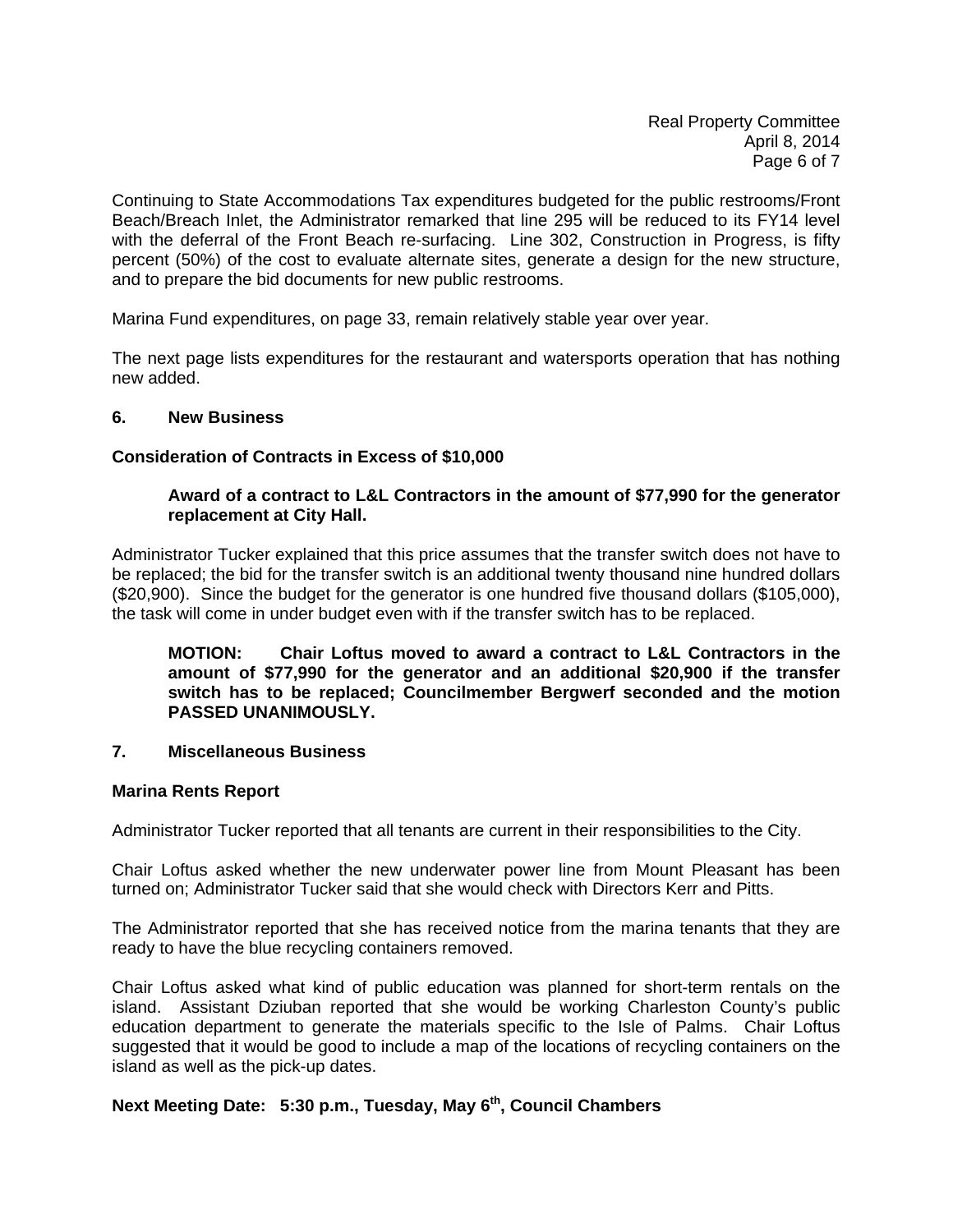Continuing to State Accommodations Tax expenditures budgeted for the public restrooms/Front Beach/Breach Inlet, the Administrator remarked that line 295 will be reduced to its FY14 level with the deferral of the Front Beach re-surfacing. Line 302, Construction in Progress, is fifty percent (50%) of the cost to evaluate alternate sites, generate a design for the new structure, and to prepare the bid documents for new public restrooms.

Marina Fund expenditures, on page 33, remain relatively stable year over year.

The next page lists expenditures for the restaurant and watersports operation that has nothing new added.

## 6. New Business

### Consideration of Contracts in Excess of $10,000

**Award of a contract to L&L Contractors in the amount of $77,990 for the generator replacement at City Hall.**

Administrator Tucker explained that this price assumes that the transfer switch does not have to be replaced; the bid for the transfer switch is an additional twenty thousand nine hundred dollars ($20,900). Since the budget for the generator is one hundred five thousand dollars ($105,000), the task will come in under budget even with if the transfer switch has to be replaced.

**MOTION: Chair Loftus moved to award a contract to L&L Contractors in the amount of $77,990 for the generator and an additional $20,900 if the transfer switch has to be replaced; Councilmember Bergwerf seconded and the motion PASSED UNANIMOUSLY.**

## 7. Miscellaneous Business

### Marina Rents Report

Administrator Tucker reported that all tenants are current in their responsibilities to the City.

Chair Loftus asked whether the new underwater power line from Mount Pleasant has been turned on; Administrator Tucker said that she would check with Directors Kerr and Pitts.

The Administrator reported that she has received notice from the marina tenants that they are ready to have the blue recycling containers removed.

Chair Loftus asked what kind of public education was planned for short-term rentals on the island. Assistant Dziuban reported that she would be working Charleston County's public education department to generate the materials specific to the Isle of Palms. Chair Loftus suggested that it would be good to include a map of the locations of recycling containers on the island as well as the pick-up dates.

**Next Meeting Date: 5:30 p.m., Tuesday, May 6th, Council Chambers**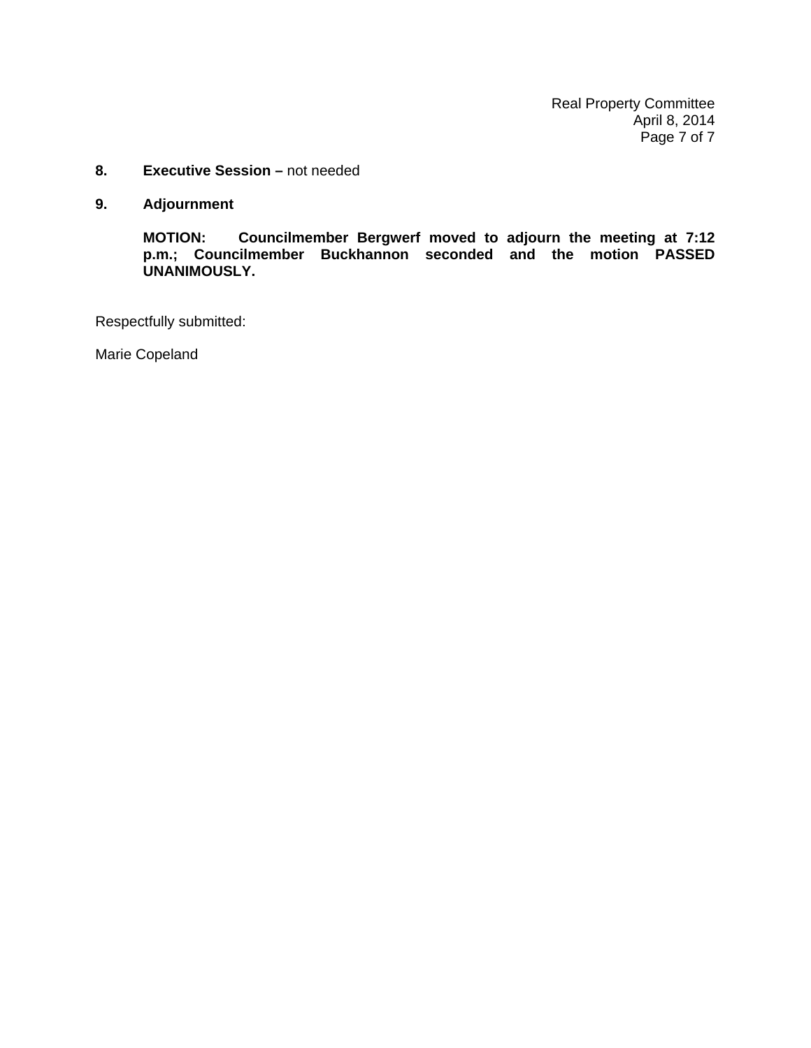**8. Executive Session –** not needed

**9. Adjournment**

**MOTION: Councilmember Bergwerf moved to adjourn the meeting at 7:12 p.m.; Councilmember Buckhannon seconded and the motion PASSED UNANIMOUSLY.**

Respectfully submitted:

Marie Copeland